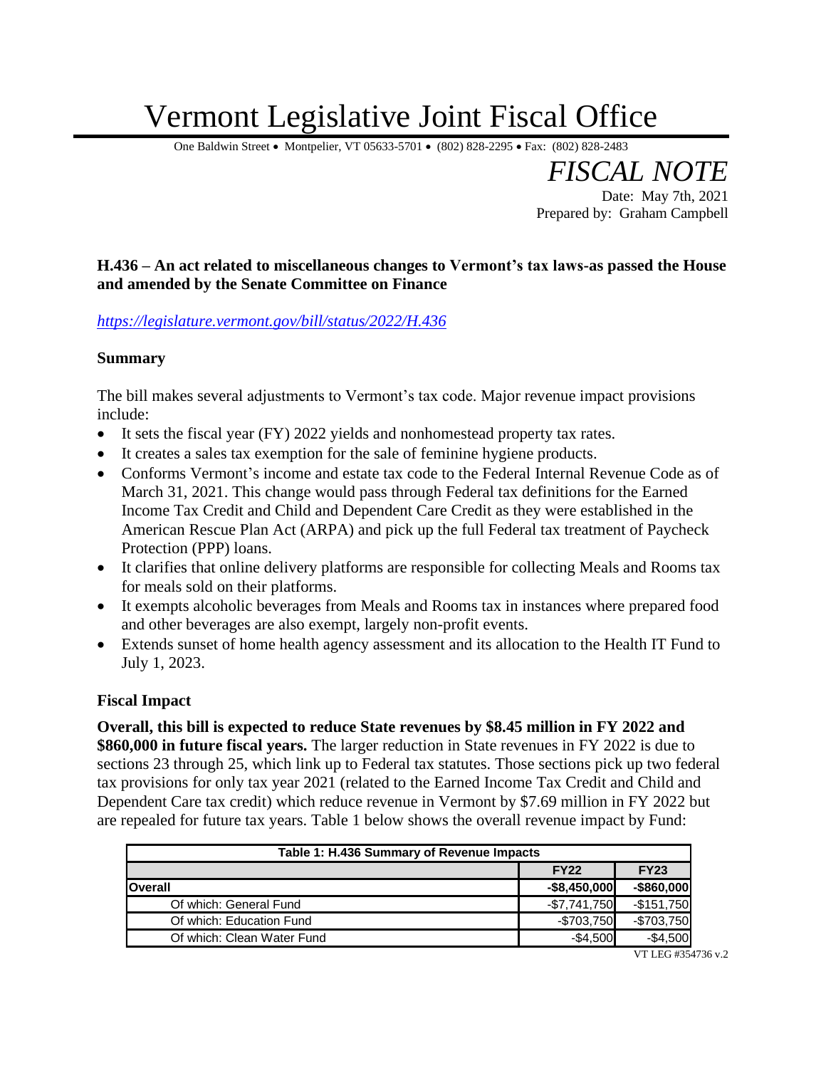# Vermont Legislative Joint Fiscal Office

One Baldwin Street • Montpelier, VT 05633-5701 • (802) 828-2295 • Fax: (802) 828-2483

## *FISCAL NOTE*

Date: May 7th, 2021
Prepared by: Graham Campbell

**H.436 – An act related to miscellaneous changes to Vermont's tax laws-as passed the House and amended by the Senate Committee on Finance**

*https://legislature.vermont.gov/bill/status/2022/H.436*

### Summary

The bill makes several adjustments to Vermont's tax code. Major revenue impact provisions include:

- It sets the fiscal year (FY) 2022 yields and nonhomestead property tax rates.
- It creates a sales tax exemption for the sale of feminine hygiene products.
- Conforms Vermont's income and estate tax code to the Federal Internal Revenue Code as of March 31, 2021. This change would pass through Federal tax definitions for the Earned Income Tax Credit and Child and Dependent Care Credit as they were established in the American Rescue Plan Act (ARPA) and pick up the full Federal tax treatment of Paycheck Protection (PPP) loans.
- It clarifies that online delivery platforms are responsible for collecting Meals and Rooms tax for meals sold on their platforms.
- It exempts alcoholic beverages from Meals and Rooms tax in instances where prepared food and other beverages are also exempt, largely non-profit events.
- Extends sunset of home health agency assessment and its allocation to the Health IT Fund to July 1, 2023.

### Fiscal Impact

**Overall, this bill is expected to reduce State revenues by $8.45 million in FY 2022 and $860,000 in future fiscal years.** The larger reduction in State revenues in FY 2022 is due to sections 23 through 25, which link up to Federal tax statutes. Those sections pick up two federal tax provisions for only tax year 2021 (related to the Earned Income Tax Credit and Child and Dependent Care tax credit) which reduce revenue in Vermont by $7.69 million in FY 2022 but are repealed for future tax years. Table 1 below shows the overall revenue impact by Fund:

| Table 1: H.436 Summary of Revenue Impacts | | |
|---|---|---|
| | **FY22** | **FY23** |
| **Overall** | **-$8,450,000** | **-$860,000** |
| Of which: General Fund | -$7,741,750 | -$151,750 |
| Of which: Education Fund | -$703,750 | -$703,750 |
| Of which: Clean Water Fund | -$4,500 | -$4,500 |

VT LEG #354736 v.2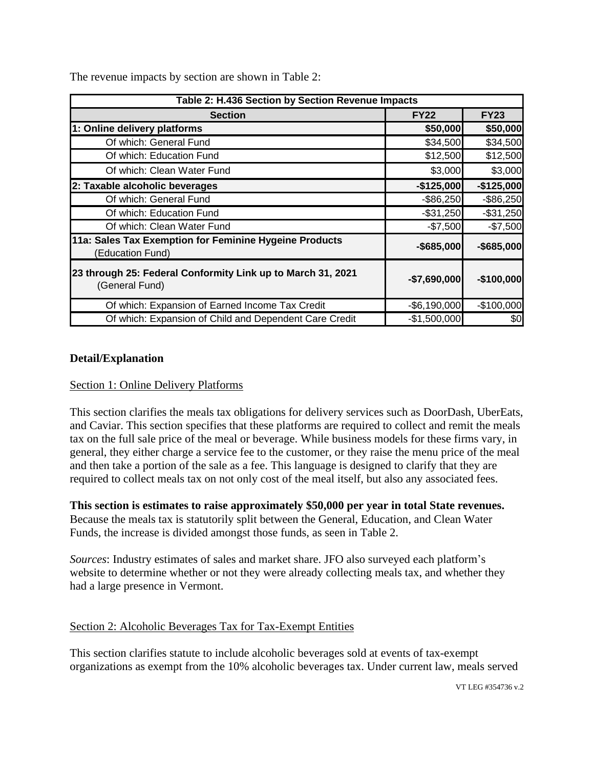The revenue impacts by section are shown in Table 2:

| Table 2: H.436 Section by Section Revenue Impacts | | |
|---|---|---|
| **Section** | **FY22** | **FY23** |
| **1: Online delivery platforms** | **$50,000** | **$50,000** |
| Of which: General Fund | $34,500 | $34,500 |
| Of which: Education Fund | $12,500 | $12,500 |
| Of which: Clean Water Fund | $3,000 | $3,000 |
| **2: Taxable alcoholic beverages** | **-$125,000** | **-$125,000** |
| Of which: General Fund | -$86,250 | -$86,250 |
| Of which: Education Fund | -$31,250 | -$31,250 |
| Of which: Clean Water Fund | -$7,500 | -$7,500 |
| **11a: Sales Tax Exemption for Feminine Hygeine Products** (Education Fund) | **-$685,000** | **-$685,000** |
| **23 through 25: Federal Conformity Link up to March 31, 2021** (General Fund) | **-$7,690,000** | **-$100,000** |
| Of which: Expansion of Earned Income Tax Credit | -$6,190,000 | -$100,000 |
| Of which: Expansion of Child and Dependent Care Credit | -$1,500,000 | $0 |

**Detail/Explanation**

Section 1: Online Delivery Platforms

This section clarifies the meals tax obligations for delivery services such as DoorDash, UberEats, and Caviar. This section specifies that these platforms are required to collect and remit the meals tax on the full sale price of the meal or beverage. While business models for these firms vary, in general, they either charge a service fee to the customer, or they raise the menu price of the meal and then take a portion of the sale as a fee. This language is designed to clarify that they are required to collect meals tax on not only cost of the meal itself, but also any associated fees.

**This section is estimates to raise approximately $50,000 per year in total State revenues.** Because the meals tax is statutorily split between the General, Education, and Clean Water Funds, the increase is divided amongst those funds, as seen in Table 2.

*Sources*: Industry estimates of sales and market share. JFO also surveyed each platform's website to determine whether or not they were already collecting meals tax, and whether they had a large presence in Vermont.

Section 2: Alcoholic Beverages Tax for Tax-Exempt Entities

This section clarifies statute to include alcoholic beverages sold at events of tax-exempt organizations as exempt from the 10% alcoholic beverages tax. Under current law, meals served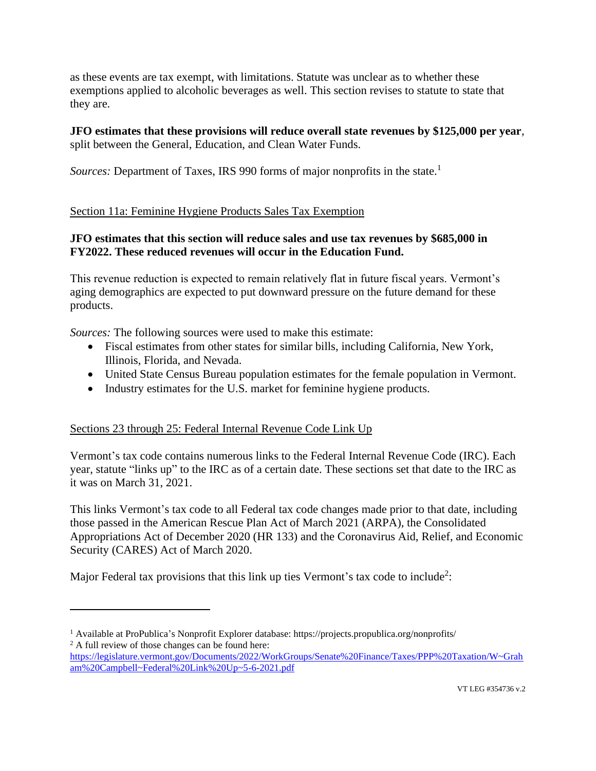as these events are tax exempt, with limitations. Statute was unclear as to whether these exemptions applied to alcoholic beverages as well. This section revises to statute to state that they are.

**JFO estimates that these provisions will reduce overall state revenues by $125,000 per year**, split between the General, Education, and Clean Water Funds.

*Sources:* Department of Taxes, IRS 990 forms of major nonprofits in the state.[1]

Section 11a: Feminine Hygiene Products Sales Tax Exemption

**JFO estimates that this section will reduce sales and use tax revenues by $685,000 in FY2022. These reduced revenues will occur in the Education Fund.**

This revenue reduction is expected to remain relatively flat in future fiscal years. Vermont's aging demographics are expected to put downward pressure on the future demand for these products.

*Sources:* The following sources were used to make this estimate:

- Fiscal estimates from other states for similar bills, including California, New York, Illinois, Florida, and Nevada.
- United State Census Bureau population estimates for the female population in Vermont.
- Industry estimates for the U.S. market for feminine hygiene products.

Sections 23 through 25: Federal Internal Revenue Code Link Up

Vermont's tax code contains numerous links to the Federal Internal Revenue Code (IRC). Each year, statute "links up" to the IRC as of a certain date. These sections set that date to the IRC as it was on March 31, 2021.

This links Vermont's tax code to all Federal tax code changes made prior to that date, including those passed in the American Rescue Plan Act of March 2021 (ARPA), the Consolidated Appropriations Act of December 2020 (HR 133) and the Coronavirus Aid, Relief, and Economic Security (CARES) Act of March 2020.

Major Federal tax provisions that this link up ties Vermont's tax code to include[2]:

---

[1] Available at ProPublica's Nonprofit Explorer database: https://projects.propublica.org/nonprofits/

[2] A full review of those changes can be found here: https://legislature.vermont.gov/Documents/2022/WorkGroups/Senate%20Finance/Taxes/PPP%20Taxation/W~Graham%20Campbell~Federal%20Link%20Up~5-6-2021.pdf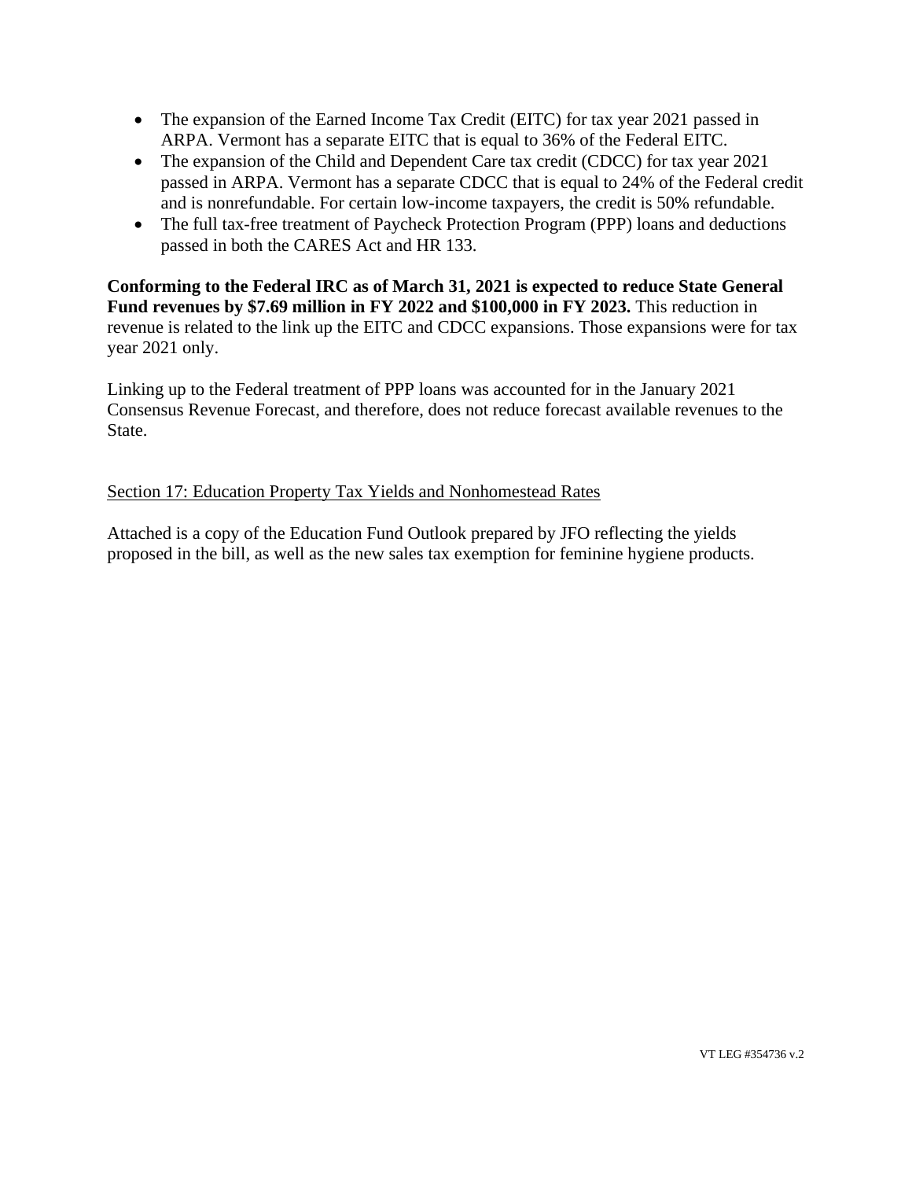- The expansion of the Earned Income Tax Credit (EITC) for tax year 2021 passed in ARPA. Vermont has a separate EITC that is equal to 36% of the Federal EITC.
- The expansion of the Child and Dependent Care tax credit (CDCC) for tax year 2021 passed in ARPA. Vermont has a separate CDCC that is equal to 24% of the Federal credit and is nonrefundable. For certain low-income taxpayers, the credit is 50% refundable.
- The full tax-free treatment of Paycheck Protection Program (PPP) loans and deductions passed in both the CARES Act and HR 133.

**Conforming to the Federal IRC as of March 31, 2021 is expected to reduce State General Fund revenues by $7.69 million in FY 2022 and $100,000 in FY 2023.** This reduction in revenue is related to the link up the EITC and CDCC expansions. Those expansions were for tax year 2021 only.

Linking up to the Federal treatment of PPP loans was accounted for in the January 2021 Consensus Revenue Forecast, and therefore, does not reduce forecast available revenues to the State.

<u>Section 17: Education Property Tax Yields and Nonhomestead Rates</u>

Attached is a copy of the Education Fund Outlook prepared by JFO reflecting the yields proposed in the bill, as well as the new sales tax exemption for feminine hygiene products.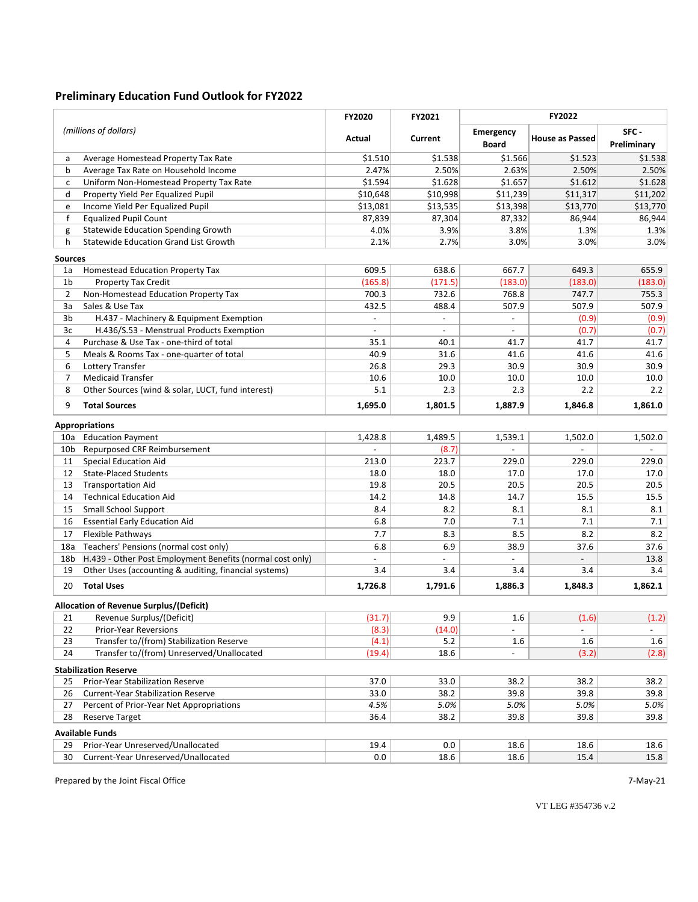## Preliminary Education Fund Outlook for FY2022

| | *(millions of dollars)* | FY2020 | FY2021 | FY2022 | | |
|---|---|---|---|---|---|---|
| | | Actual | Current | Emergency Board | House as Passed | SFC - Preliminary |
| a | Average Homestead Property Tax Rate | $1.510 | $1.538 | $1.566 | $1.523 | $1.538 |
| b | Average Tax Rate on Household Income | 2.47% | 2.50% | 2.63% | 2.50% | 2.50% |
| c | Uniform Non-Homestead Property Tax Rate | $1.594 | $1.628 | $1.657 | $1.612 | $1.628 |
| d | Property Yield Per Equalized Pupil | $10,648 | $10,998 | $11,239 | $11,317 | $11,202 |
| e | Income Yield Per Equalized Pupil | $13,081 | $13,535 | $13,398 | $13,770 | $13,770 |
| f | Equalized Pupil Count | 87,839 | 87,304 | 87,332 | 86,944 | 86,944 |
| g | Statewide Education Spending Growth | 4.0% | 3.9% | 3.8% | 1.3% | 1.3% |
| h | Statewide Education Grand List Growth | 2.1% | 2.7% | 3.0% | 3.0% | 3.0% |
| **Sources** | | | | | | |
| 1a | Homestead Education Property Tax | 609.5 | 638.6 | 667.7 | 649.3 | 655.9 |
| 1b | Property Tax Credit | (165.8) | (171.5) | (183.0) | (183.0) | (183.0) |
| 2 | Non-Homestead Education Property Tax | 700.3 | 732.6 | 768.8 | 747.7 | 755.3 |
| 3a | Sales & Use Tax | 432.5 | 488.4 | 507.9 | 507.9 | 507.9 |
| 3b | H.437 - Machinery & Equipment Exemption | - | - | - | (0.9) | (0.9) |
| 3c | H.436/S.53 - Menstrual Products Exemption | - | - | - | (0.7) | (0.7) |
| 4 | Purchase & Use Tax - one-third of total | 35.1 | 40.1 | 41.7 | 41.7 | 41.7 |
| 5 | Meals & Rooms Tax - one-quarter of total | 40.9 | 31.6 | 41.6 | 41.6 | 41.6 |
| 6 | Lottery Transfer | 26.8 | 29.3 | 30.9 | 30.9 | 30.9 |
| 7 | Medicaid Transfer | 10.6 | 10.0 | 10.0 | 10.0 | 10.0 |
| 8 | Other Sources (wind & solar, LUCT, fund interest) | 5.1 | 2.3 | 2.3 | 2.2 | 2.2 |
| 9 | **Total Sources** | **1,695.0** | **1,801.5** | **1,887.9** | **1,846.8** | **1,861.0** |
| **Appropriations** | | | | | | |
| 10a | Education Payment | 1,428.8 | 1,489.5 | 1,539.1 | 1,502.0 | 1,502.0 |
| 10b | Repurposed CRF Reimbursement | - | (8.7) | - | - | - |
| 11 | Special Education Aid | 213.0 | 223.7 | 229.0 | 229.0 | 229.0 |
| 12 | State-Placed Students | 18.0 | 18.0 | 17.0 | 17.0 | 17.0 |
| 13 | Transportation Aid | 19.8 | 20.5 | 20.5 | 20.5 | 20.5 |
| 14 | Technical Education Aid | 14.2 | 14.8 | 14.7 | 15.5 | 15.5 |
| 15 | Small School Support | 8.4 | 8.2 | 8.1 | 8.1 | 8.1 |
| 16 | Essential Early Education Aid | 6.8 | 7.0 | 7.1 | 7.1 | 7.1 |
| 17 | Flexible Pathways | 7.7 | 8.3 | 8.5 | 8.2 | 8.2 |
| 18a | Teachers' Pensions (normal cost only) | 6.8 | 6.9 | 38.9 | 37.6 | 37.6 |
| 18b | H.439 - Other Post Employment Benefits (normal cost only) | - | - | - | - | 13.8 |
| 19 | Other Uses (accounting & auditing, financial systems) | 3.4 | 3.4 | 3.4 | 3.4 | 3.4 |
| 20 | **Total Uses** | **1,726.8** | **1,791.6** | **1,886.3** | **1,848.3** | **1,862.1** |
| **Allocation of Revenue Surplus/(Deficit)** | | | | | | |
| 21 | Revenue Surplus/(Deficit) | (31.7) | 9.9 | 1.6 | (1.6) | (1.2) |
| 22 | Prior-Year Reversions | (8.3) | (14.0) | - | - | - |
| 23 | Transfer to/(from) Stabilization Reserve | (4.1) | 5.2 | 1.6 | 1.6 | 1.6 |
| 24 | Transfer to/(from) Unreserved/Unallocated | (19.4) | 18.6 | - | (3.2) | (2.8) |
| **Stabilization Reserve** | | | | | | |
| 25 | Prior-Year Stabilization Reserve | 37.0 | 33.0 | 38.2 | 38.2 | 38.2 |
| 26 | Current-Year Stabilization Reserve | 33.0 | 38.2 | 39.8 | 39.8 | 39.8 |
| 27 | Percent of Prior-Year Net Appropriations | *4.5%* | *5.0%* | *5.0%* | *5.0%* | *5.0%* |
| 28 | Reserve Target | 36.4 | 38.2 | 39.8 | 39.8 | 39.8 |
| **Available Funds** | | | | | | |
| 29 | Prior-Year Unreserved/Unallocated | 19.4 | 0.0 | 18.6 | 18.6 | 18.6 |
| 30 | Current-Year Unreserved/Unallocated | 0.0 | 18.6 | 18.6 | 15.4 | 15.8 |

Prepared by the Joint Fiscal Office

7-May-21

VT LEG #354736 v.2